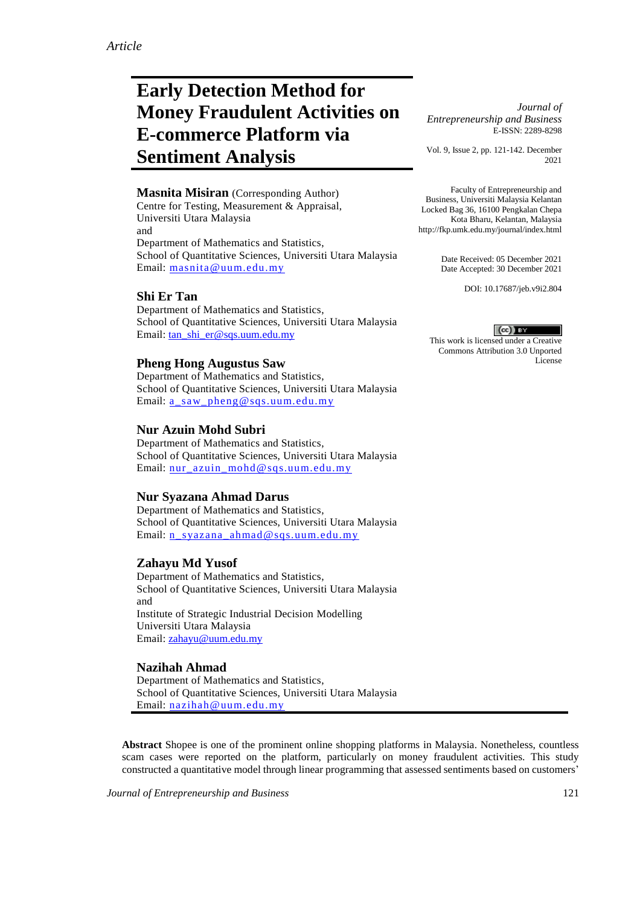*Article*

# Early Detection Method for Money Fraudulent Activities on E-commerce Platform via Sentiment Analysis

*Journal of Entrepreneurship and Business*
E-ISSN: 2289-8298

Vol. 9, Issue 2, pp. 121-142. December 2021

Faculty of Entrepreneurship and Business, Universiti Malaysia Kelantan
Locked Bag 36, 16100 Pengkalan Chepa
Kota Bharu, Kelantan, Malaysia
http://fkp.umk.edu.my/journal/index.html

Date Received: 05 December 2021
Date Accepted: 30 December 2021

DOI: 10.17687/jeb.v9i2.804

This work is licensed under a Creative Commons Attribution 3.0 Unported License

**Masnita Misiran** (Corresponding Author)
Centre for Testing, Measurement & Appraisal,
Universiti Utara Malaysia
and
Department of Mathematics and Statistics,
School of Quantitative Sciences, Universiti Utara Malaysia
Email: masnita@uum.edu.my

**Shi Er Tan**
Department of Mathematics and Statistics,
School of Quantitative Sciences, Universiti Utara Malaysia
Email: tan_shi_er@sqs.uum.edu.my

**Pheng Hong Augustus Saw**
Department of Mathematics and Statistics,
School of Quantitative Sciences, Universiti Utara Malaysia
Email: a_saw_pheng@sqs.uum.edu.my

**Nur Azuin Mohd Subri**
Department of Mathematics and Statistics,
School of Quantitative Sciences, Universiti Utara Malaysia
Email: nur_azuin_mohd@sqs.uum.edu.my

**Nur Syazana Ahmad Darus**
Department of Mathematics and Statistics,
School of Quantitative Sciences, Universiti Utara Malaysia
Email: n_syazana_ahmad@sqs.uum.edu.my

**Zahayu Md Yusof**
Department of Mathematics and Statistics,
School of Quantitative Sciences, Universiti Utara Malaysia
and
Institute of Strategic Industrial Decision Modelling
Universiti Utara Malaysia
Email: zahayu@uum.edu.my

**Nazihah Ahmad**
Department of Mathematics and Statistics,
School of Quantitative Sciences, Universiti Utara Malaysia
Email: nazihah@uum.edu.my

**Abstract** Shopee is one of the prominent online shopping platforms in Malaysia. Nonetheless, countless scam cases were reported on the platform, particularly on money fraudulent activities. This study constructed a quantitative model through linear programming that assessed sentiments based on customers'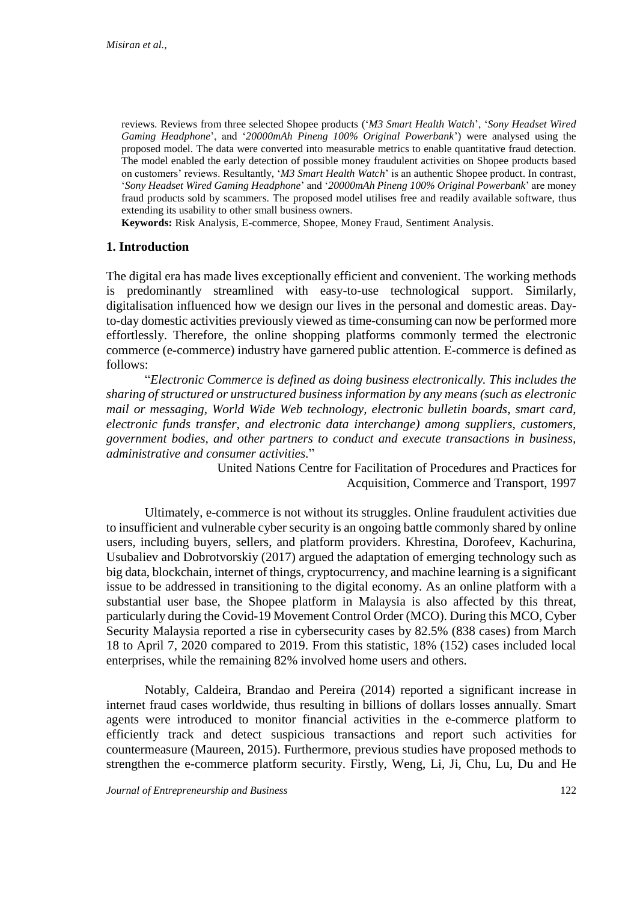reviews. Reviews from three selected Shopee products ('*M3 Smart Health Watch*', '*Sony Headset Wired Gaming Headphone*', and '*20000mAh Pineng 100% Original Powerbank*') were analysed using the proposed model. The data were converted into measurable metrics to enable quantitative fraud detection. The model enabled the early detection of possible money fraudulent activities on Shopee products based on customers' reviews. Resultantly, '*M3 Smart Health Watch*' is an authentic Shopee product. In contrast, '*Sony Headset Wired Gaming Headphone*' and '*20000mAh Pineng 100% Original Powerbank*' are money fraud products sold by scammers. The proposed model utilises free and readily available software, thus extending its usability to other small business owners.

**Keywords:** Risk Analysis, E-commerce, Shopee, Money Fraud, Sentiment Analysis.

## 1. Introduction

The digital era has made lives exceptionally efficient and convenient. The working methods is predominantly streamlined with easy-to-use technological support. Similarly, digitalisation influenced how we design our lives in the personal and domestic areas. Day-to-day domestic activities previously viewed as time-consuming can now be performed more effortlessly. Therefore, the online shopping platforms commonly termed the electronic commerce (e-commerce) industry have garnered public attention. E-commerce is defined as follows:

"*Electronic Commerce is defined as doing business electronically. This includes the sharing of structured or unstructured business information by any means (such as electronic mail or messaging, World Wide Web technology, electronic bulletin boards, smart card, electronic funds transfer, and electronic data interchange) among suppliers, customers, government bodies, and other partners to conduct and execute transactions in business, administrative and consumer activities.*"

United Nations Centre for Facilitation of Procedures and Practices for Acquisition, Commerce and Transport, 1997

Ultimately, e-commerce is not without its struggles. Online fraudulent activities due to insufficient and vulnerable cyber security is an ongoing battle commonly shared by online users, including buyers, sellers, and platform providers. Khrestina, Dorofeev, Kachurina, Usubaliev and Dobrotvorskiy (2017) argued the adaptation of emerging technology such as big data, blockchain, internet of things, cryptocurrency, and machine learning is a significant issue to be addressed in transitioning to the digital economy. As an online platform with a substantial user base, the Shopee platform in Malaysia is also affected by this threat, particularly during the Covid-19 Movement Control Order (MCO). During this MCO, Cyber Security Malaysia reported a rise in cybersecurity cases by 82.5% (838 cases) from March 18 to April 7, 2020 compared to 2019. From this statistic, 18% (152) cases included local enterprises, while the remaining 82% involved home users and others.

Notably, Caldeira, Brandao and Pereira (2014) reported a significant increase in internet fraud cases worldwide, thus resulting in billions of dollars losses annually. Smart agents were introduced to monitor financial activities in the e-commerce platform to efficiently track and detect suspicious transactions and report such activities for countermeasure (Maureen, 2015). Furthermore, previous studies have proposed methods to strengthen the e-commerce platform security. Firstly, Weng, Li, Ji, Chu, Lu, Du and He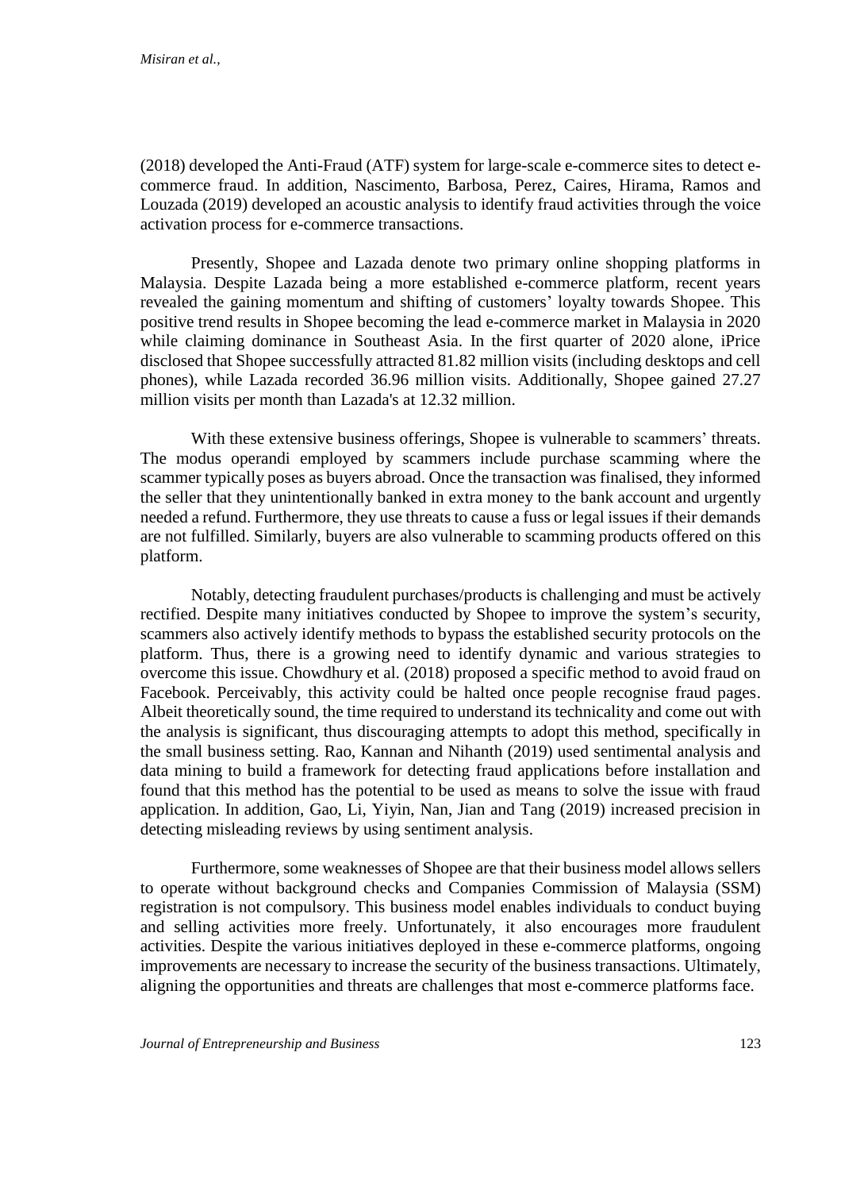(2018) developed the Anti-Fraud (ATF) system for large-scale e-commerce sites to detect e-commerce fraud. In addition, Nascimento, Barbosa, Perez, Caires, Hirama, Ramos and Louzada (2019) developed an acoustic analysis to identify fraud activities through the voice activation process for e-commerce transactions.

Presently, Shopee and Lazada denote two primary online shopping platforms in Malaysia. Despite Lazada being a more established e-commerce platform, recent years revealed the gaining momentum and shifting of customers' loyalty towards Shopee. This positive trend results in Shopee becoming the lead e-commerce market in Malaysia in 2020 while claiming dominance in Southeast Asia. In the first quarter of 2020 alone, iPrice disclosed that Shopee successfully attracted 81.82 million visits (including desktops and cell phones), while Lazada recorded 36.96 million visits. Additionally, Shopee gained 27.27 million visits per month than Lazada's at 12.32 million.

With these extensive business offerings, Shopee is vulnerable to scammers' threats. The modus operandi employed by scammers include purchase scamming where the scammer typically poses as buyers abroad. Once the transaction was finalised, they informed the seller that they unintentionally banked in extra money to the bank account and urgently needed a refund. Furthermore, they use threats to cause a fuss or legal issues if their demands are not fulfilled. Similarly, buyers are also vulnerable to scamming products offered on this platform.

Notably, detecting fraudulent purchases/products is challenging and must be actively rectified. Despite many initiatives conducted by Shopee to improve the system's security, scammers also actively identify methods to bypass the established security protocols on the platform. Thus, there is a growing need to identify dynamic and various strategies to overcome this issue. Chowdhury et al. (2018) proposed a specific method to avoid fraud on Facebook. Perceivably, this activity could be halted once people recognise fraud pages. Albeit theoretically sound, the time required to understand its technicality and come out with the analysis is significant, thus discouraging attempts to adopt this method, specifically in the small business setting. Rao, Kannan and Nihanth (2019) used sentimental analysis and data mining to build a framework for detecting fraud applications before installation and found that this method has the potential to be used as means to solve the issue with fraud application. In addition, Gao, Li, Yiyin, Nan, Jian and Tang (2019) increased precision in detecting misleading reviews by using sentiment analysis.

Furthermore, some weaknesses of Shopee are that their business model allows sellers to operate without background checks and Companies Commission of Malaysia (SSM) registration is not compulsory. This business model enables individuals to conduct buying and selling activities more freely. Unfortunately, it also encourages more fraudulent activities. Despite the various initiatives deployed in these e-commerce platforms, ongoing improvements are necessary to increase the security of the business transactions. Ultimately, aligning the opportunities and threats are challenges that most e-commerce platforms face.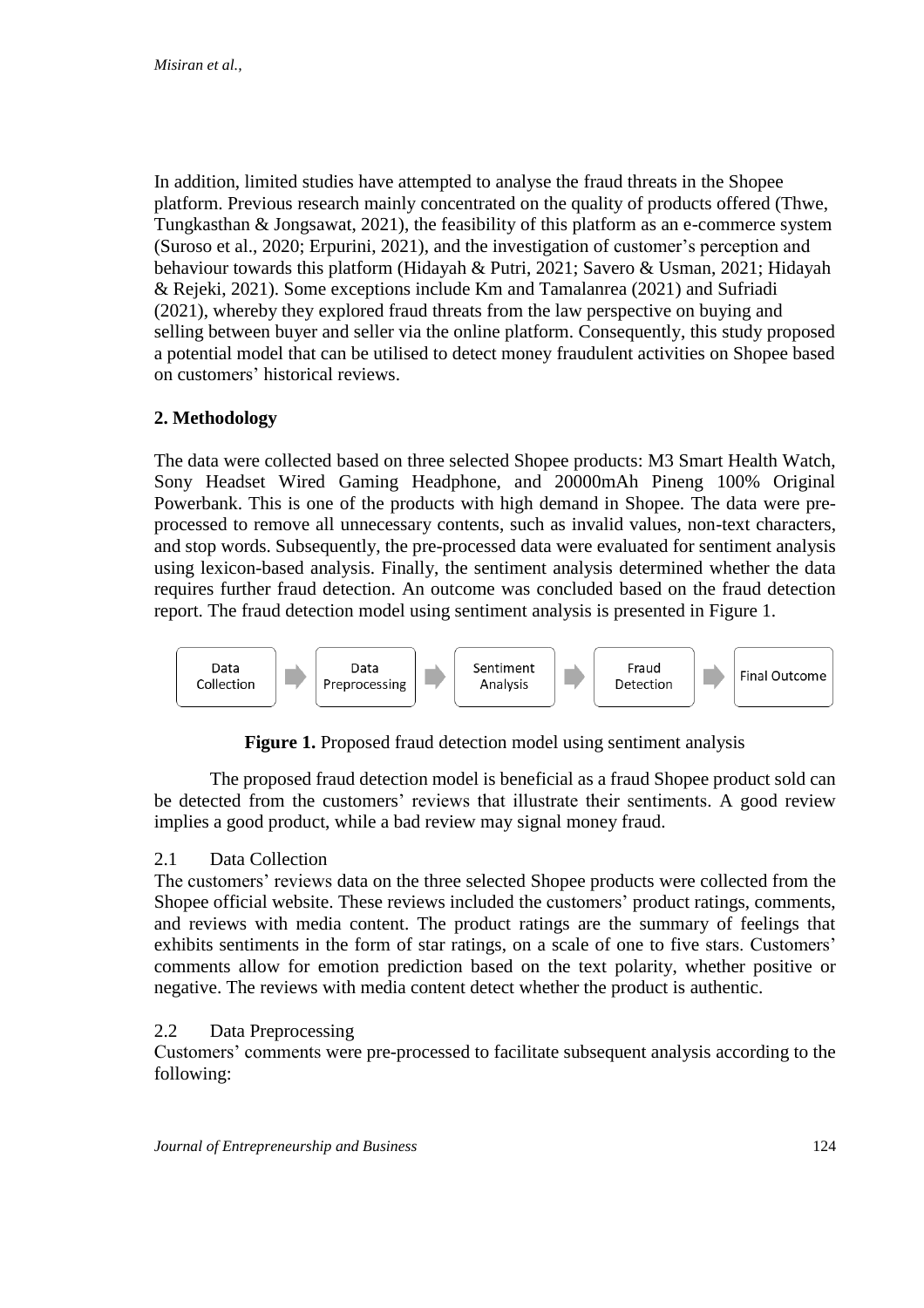In addition, limited studies have attempted to analyse the fraud threats in the Shopee platform. Previous research mainly concentrated on the quality of products offered (Thwe, Tungkasthan & Jongsawat, 2021), the feasibility of this platform as an e-commerce system (Suroso et al., 2020; Erpurini, 2021), and the investigation of customer's perception and behaviour towards this platform (Hidayah & Putri, 2021; Savero & Usman, 2021; Hidayah & Rejeki, 2021). Some exceptions include Km and Tamalanrea (2021) and Sufriadi (2021), whereby they explored fraud threats from the law perspective on buying and selling between buyer and seller via the online platform. Consequently, this study proposed a potential model that can be utilised to detect money fraudulent activities on Shopee based on customers' historical reviews.

## 2. Methodology

The data were collected based on three selected Shopee products: M3 Smart Health Watch, Sony Headset Wired Gaming Headphone, and 20000mAh Pineng 100% Original Powerbank. This is one of the products with high demand in Shopee. The data were pre-processed to remove all unnecessary contents, such as invalid values, non-text characters, and stop words. Subsequently, the pre-processed data were evaluated for sentiment analysis using lexicon-based analysis. Finally, the sentiment analysis determined whether the data requires further fraud detection. An outcome was concluded based on the fraud detection report. The fraud detection model using sentiment analysis is presented in Figure 1.

Data Collection → Data Preprocessing → Sentiment Analysis → Fraud Detection → Final Outcome

**Figure 1.** Proposed fraud detection model using sentiment analysis

The proposed fraud detection model is beneficial as a fraud Shopee product sold can be detected from the customers' reviews that illustrate their sentiments. A good review implies a good product, while a bad review may signal money fraud.

### 2.1 Data Collection

The customers' reviews data on the three selected Shopee products were collected from the Shopee official website. These reviews included the customers' product ratings, comments, and reviews with media content. The product ratings are the summary of feelings that exhibits sentiments in the form of star ratings, on a scale of one to five stars. Customers' comments allow for emotion prediction based on the text polarity, whether positive or negative. The reviews with media content detect whether the product is authentic.

### 2.2 Data Preprocessing

Customers' comments were pre-processed to facilitate subsequent analysis according to the following: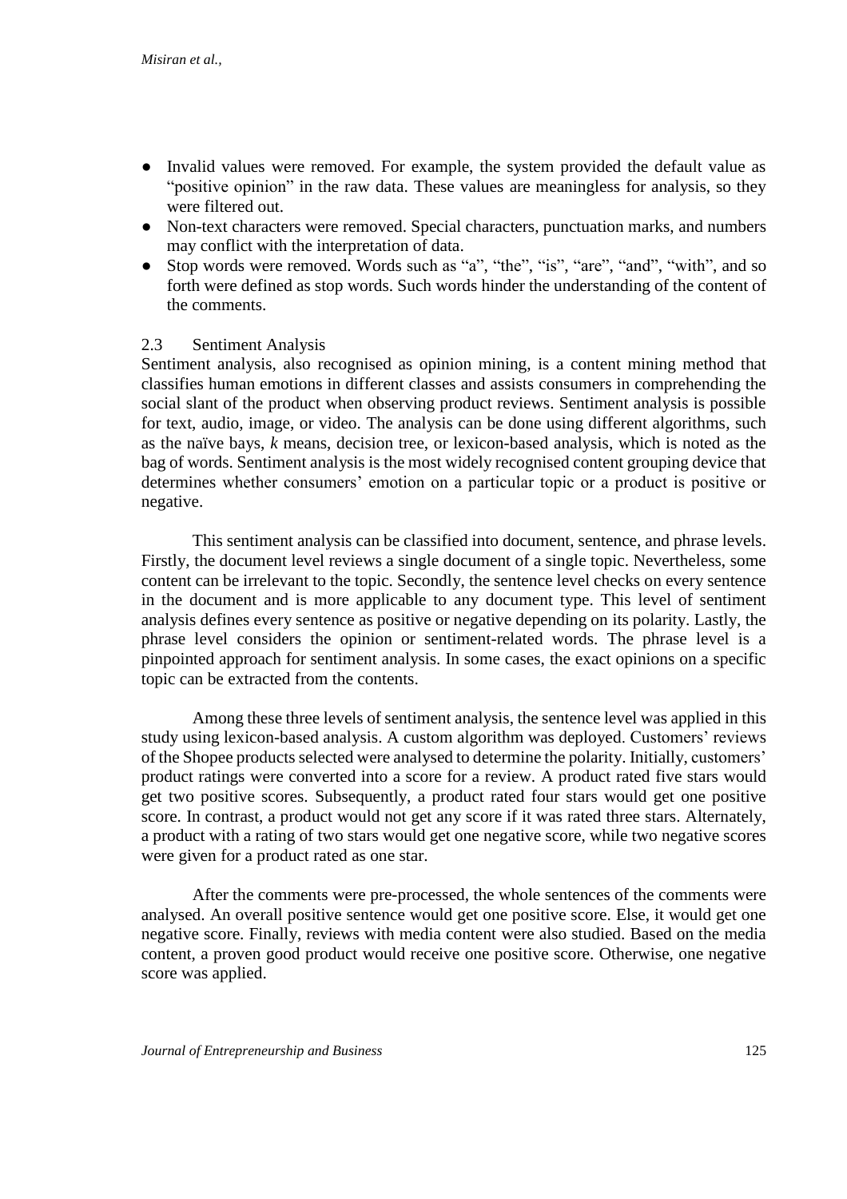- Invalid values were removed. For example, the system provided the default value as "positive opinion" in the raw data. These values are meaningless for analysis, so they were filtered out.
- Non-text characters were removed. Special characters, punctuation marks, and numbers may conflict with the interpretation of data.
- Stop words were removed. Words such as "a", "the", "is", "are", "and", "with", and so forth were defined as stop words. Such words hinder the understanding of the content of the comments.

### 2.3 Sentiment Analysis

Sentiment analysis, also recognised as opinion mining, is a content mining method that classifies human emotions in different classes and assists consumers in comprehending the social slant of the product when observing product reviews. Sentiment analysis is possible for text, audio, image, or video. The analysis can be done using different algorithms, such as the naïve bays, *k* means, decision tree, or lexicon-based analysis, which is noted as the bag of words. Sentiment analysis is the most widely recognised content grouping device that determines whether consumers' emotion on a particular topic or a product is positive or negative.

This sentiment analysis can be classified into document, sentence, and phrase levels. Firstly, the document level reviews a single document of a single topic. Nevertheless, some content can be irrelevant to the topic. Secondly, the sentence level checks on every sentence in the document and is more applicable to any document type. This level of sentiment analysis defines every sentence as positive or negative depending on its polarity. Lastly, the phrase level considers the opinion or sentiment-related words. The phrase level is a pinpointed approach for sentiment analysis. In some cases, the exact opinions on a specific topic can be extracted from the contents.

Among these three levels of sentiment analysis, the sentence level was applied in this study using lexicon-based analysis. A custom algorithm was deployed. Customers' reviews of the Shopee products selected were analysed to determine the polarity. Initially, customers' product ratings were converted into a score for a review. A product rated five stars would get two positive scores. Subsequently, a product rated four stars would get one positive score. In contrast, a product would not get any score if it was rated three stars. Alternately, a product with a rating of two stars would get one negative score, while two negative scores were given for a product rated as one star.

After the comments were pre-processed, the whole sentences of the comments were analysed. An overall positive sentence would get one positive score. Else, it would get one negative score. Finally, reviews with media content were also studied. Based on the media content, a proven good product would receive one positive score. Otherwise, one negative score was applied.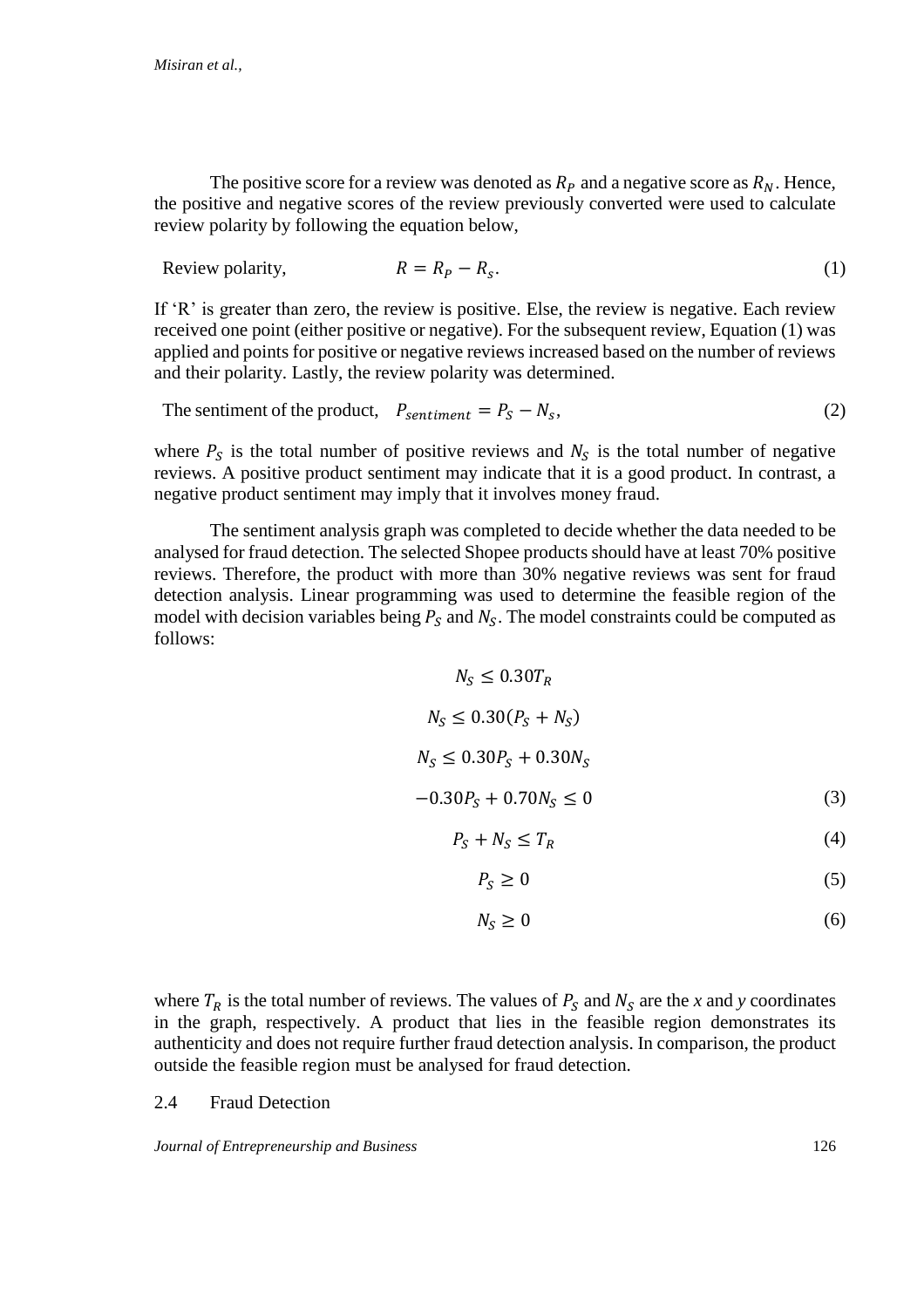The positive score for a review was denoted as $R_P$ and a negative score as $R_N$. Hence, the positive and negative scores of the review previously converted were used to calculate review polarity by following the equation below,

$$\text{Review polarity,} \qquad R = R_P - R_s. \tag{1}$$

If 'R' is greater than zero, the review is positive. Else, the review is negative. Each review received one point (either positive or negative). For the subsequent review, Equation (1) was applied and points for positive or negative reviews increased based on the number of reviews and their polarity. Lastly, the review polarity was determined.

$$\text{The sentiment of the product,} \quad P_{sentiment} = P_S - N_s, \tag{2}$$

where $P_S$ is the total number of positive reviews and $N_S$ is the total number of negative reviews. A positive product sentiment may indicate that it is a good product. In contrast, a negative product sentiment may imply that it involves money fraud.

The sentiment analysis graph was completed to decide whether the data needed to be analysed for fraud detection. The selected Shopee products should have at least 70% positive reviews. Therefore, the product with more than 30% negative reviews was sent for fraud detection analysis. Linear programming was used to determine the feasible region of the model with decision variables being $P_S$ and $N_S$. The model constraints could be computed as follows:

$$N_S \leq 0.30T_R$$

$$N_S \leq 0.30(P_S + N_S)$$

$$N_S \leq 0.30P_S + 0.30N_S$$

$$-0.30P_S + 0.70N_S \leq 0 \tag{3}$$

$$P_S + N_S \leq T_R \tag{4}$$

$$P_S \geq 0 \tag{5}$$

$$N_S \geq 0 \tag{6}$$

where $T_R$ is the total number of reviews. The values of $P_S$ and $N_S$ are the *x* and *y* coordinates in the graph, respectively. A product that lies in the feasible region demonstrates its authenticity and does not require further fraud detection analysis. In comparison, the product outside the feasible region must be analysed for fraud detection.

## 2.4 Fraud Detection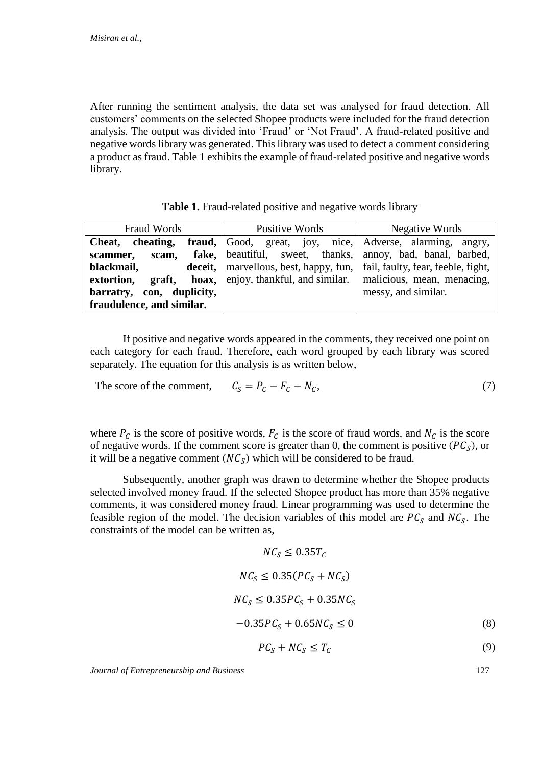After running the sentiment analysis, the data set was analysed for fraud detection. All customers' comments on the selected Shopee products were included for the fraud detection analysis. The output was divided into 'Fraud' or 'Not Fraud'. A fraud-related positive and negative words library was generated. This library was used to detect a comment considering a product as fraud. Table 1 exhibits the example of fraud-related positive and negative words library.

**Table 1.** Fraud-related positive and negative words library

| Fraud Words | Positive Words | Negative Words |
| --- | --- | --- |
| **Cheat, cheating, fraud, scammer, scam, fake, blackmail, deceit, extortion, graft, hoax, barratry, con, duplicity, fraudulence, and similar.** | Good, great, joy, nice, beautiful, sweet, thanks, marvellous, best, happy, fun, enjoy, thankful, and similar. | Adverse, alarming, angry, annoy, bad, banal, barbed, fail, faulty, fear, feeble, fight, malicious, mean, menacing, messy, and similar. |

If positive and negative words appeared in the comments, they received one point on each category for each fraud. Therefore, each word grouped by each library was scored separately. The equation for this analysis is as written below,

The score of the comment, $$C_S = P_C - F_C - N_C, \tag{7}$$

where $P_C$ is the score of positive words, $F_C$ is the score of fraud words, and $N_C$ is the score of negative words. If the comment score is greater than 0, the comment is positive ($PC_S$), or it will be a negative comment ($NC_S$) which will be considered to be fraud.

Subsequently, another graph was drawn to determine whether the Shopee products selected involved money fraud. If the selected Shopee product has more than 35% negative comments, it was considered money fraud. Linear programming was used to determine the feasible region of the model. The decision variables of this model are $PC_S$ and $NC_S$. The constraints of the model can be written as,

$$NC_S \leq 0.35T_C$$

$$NC_S \leq 0.35(PC_S + NC_S)$$

$$NC_S \leq 0.35PC_S + 0.35NC_S$$

$$-0.35PC_S + 0.65NC_S \leq 0 \tag{8}$$

$$PC_S + NC_S \leq T_C \tag{9}$$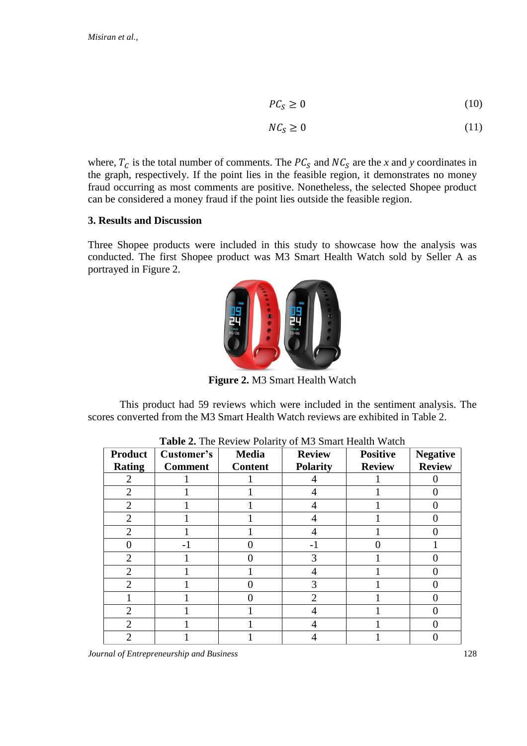$$PC_S \geq 0 \tag{10}$$

$$NC_S \geq 0 \tag{11}$$

where, $T_C$ is the total number of comments. The $PC_S$ and $NC_S$ are the *x* and *y* coordinates in the graph, respectively. If the point lies in the feasible region, it demonstrates no money fraud occurring as most comments are positive. Nonetheless, the selected Shopee product can be considered a money fraud if the point lies outside the feasible region.

## 3. Results and Discussion

Three Shopee products were included in this study to showcase how the analysis was conducted. The first Shopee product was M3 Smart Health Watch sold by Seller A as portrayed in Figure 2.

**Figure 2.** M3 Smart Health Watch

This product had 59 reviews which were included in the sentiment analysis. The scores converted from the M3 Smart Health Watch reviews are exhibited in Table 2.

**Table 2.** The Review Polarity of M3 Smart Health Watch

| Product Rating | Customer's Comment | Media Content | Review Polarity | Positive Review | Negative Review |
|---|---|---|---|---|---|
| 2 | 1 | 1 | 4 | 1 | 0 |
| 2 | 1 | 1 | 4 | 1 | 0 |
| 2 | 1 | 1 | 4 | 1 | 0 |
| 2 | 1 | 1 | 4 | 1 | 0 |
| 2 | 1 | 1 | 4 | 1 | 0 |
| 0 | -1 | 0 | -1 | 0 | 1 |
| 2 | 1 | 0 | 3 | 1 | 0 |
| 2 | 1 | 1 | 4 | 1 | 0 |
| 2 | 1 | 0 | 3 | 1 | 0 |
| 1 | 1 | 0 | 2 | 1 | 0 |
| 2 | 1 | 1 | 4 | 1 | 0 |
| 2 | 1 | 1 | 4 | 1 | 0 |
| 2 | 1 | 1 | 4 | 1 | 0 |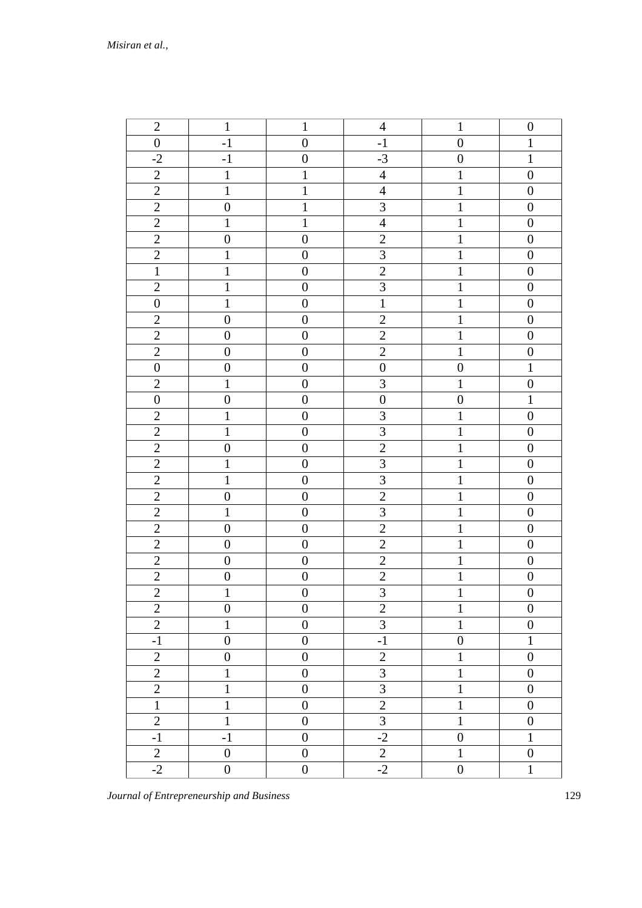| 2 | 1 | 1 | 4 | 1 | 0 |
|---|---|---|---|---|---|
| 0 | -1 | 0 | -1 | 0 | 1 |
| -2 | -1 | 0 | -3 | 0 | 1 |
| 2 | 1 | 1 | 4 | 1 | 0 |
| 2 | 1 | 1 | 4 | 1 | 0 |
| 2 | 0 | 1 | 3 | 1 | 0 |
| 2 | 1 | 1 | 4 | 1 | 0 |
| 2 | 0 | 0 | 2 | 1 | 0 |
| 2 | 1 | 0 | 3 | 1 | 0 |
| 1 | 1 | 0 | 2 | 1 | 0 |
| 2 | 1 | 0 | 3 | 1 | 0 |
| 0 | 1 | 0 | 1 | 1 | 0 |
| 2 | 0 | 0 | 2 | 1 | 0 |
| 2 | 0 | 0 | 2 | 1 | 0 |
| 2 | 0 | 0 | 2 | 1 | 0 |
| 0 | 0 | 0 | 0 | 0 | 1 |
| 2 | 1 | 0 | 3 | 1 | 0 |
| 0 | 0 | 0 | 0 | 0 | 1 |
| 2 | 1 | 0 | 3 | 1 | 0 |
| 2 | 1 | 0 | 3 | 1 | 0 |
| 2 | 0 | 0 | 2 | 1 | 0 |
| 2 | 1 | 0 | 3 | 1 | 0 |
| 2 | 1 | 0 | 3 | 1 | 0 |
| 2 | 0 | 0 | 2 | 1 | 0 |
| 2 | 1 | 0 | 3 | 1 | 0 |
| 2 | 0 | 0 | 2 | 1 | 0 |
| 2 | 0 | 0 | 2 | 1 | 0 |
| 2 | 0 | 0 | 2 | 1 | 0 |
| 2 | 0 | 0 | 2 | 1 | 0 |
| 2 | 1 | 0 | 3 | 1 | 0 |
| 2 | 0 | 0 | 2 | 1 | 0 |
| 2 | 1 | 0 | 3 | 1 | 0 |
| -1 | 0 | 0 | -1 | 0 | 1 |
| 2 | 0 | 0 | 2 | 1 | 0 |
| 2 | 1 | 0 | 3 | 1 | 0 |
| 2 | 1 | 0 | 3 | 1 | 0 |
| 1 | 1 | 0 | 2 | 1 | 0 |
| 2 | 1 | 0 | 3 | 1 | 0 |
| -1 | -1 | 0 | -2 | 0 | 1 |
| 2 | 0 | 0 | 2 | 1 | 0 |
| -2 | 0 | 0 | -2 | 0 | 1 |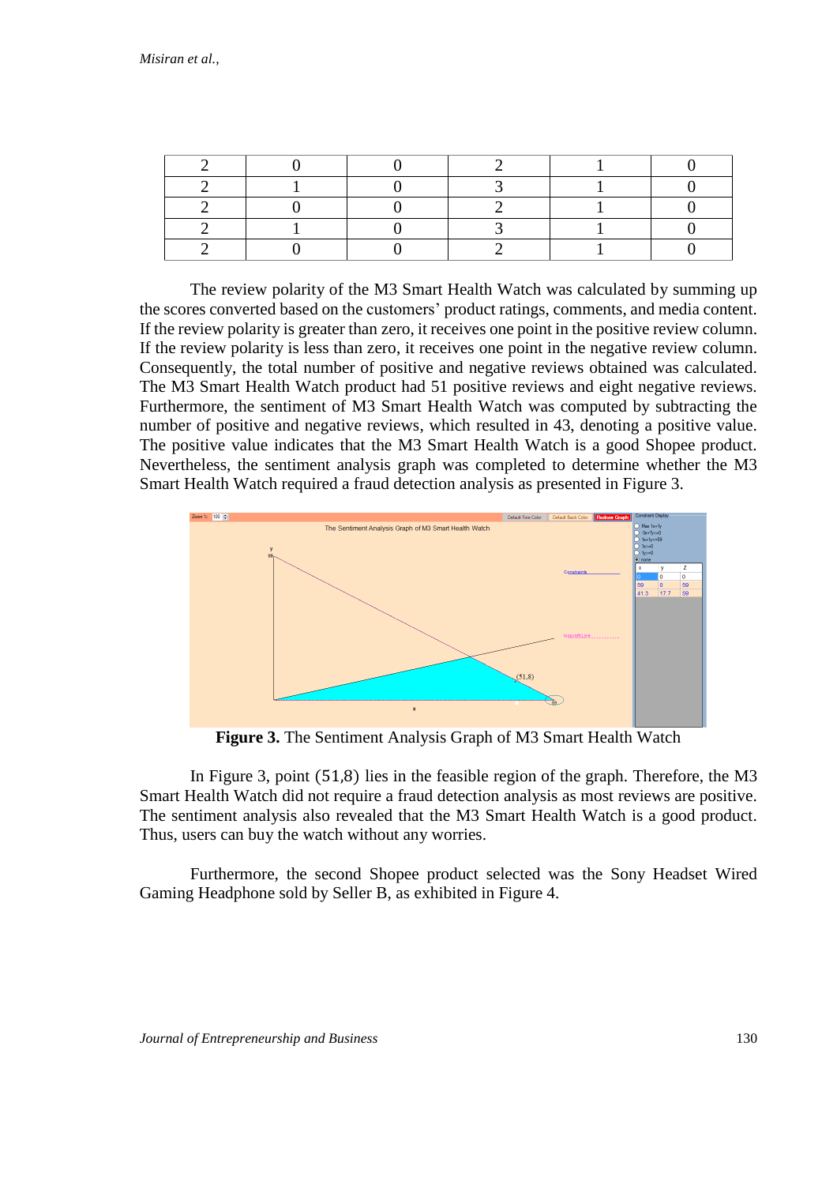| 2 | 0 | 0 | 2 | 1 | 0 |
|---|---|---|---|---|---|
| 2 | 1 | 0 | 3 | 1 | 0 |
| 2 | 0 | 0 | 2 | 1 | 0 |
| 2 | 1 | 0 | 3 | 1 | 0 |
| 2 | 0 | 0 | 2 | 1 | 0 |

The review polarity of the M3 Smart Health Watch was calculated by summing up the scores converted based on the customers' product ratings, comments, and media content. If the review polarity is greater than zero, it receives one point in the positive review column. If the review polarity is less than zero, it receives one point in the negative review column. Consequently, the total number of positive and negative reviews obtained was calculated. The M3 Smart Health Watch product had 51 positive reviews and eight negative reviews. Furthermore, the sentiment of M3 Smart Health Watch was computed by subtracting the number of positive and negative reviews, which resulted in 43, denoting a positive value. The positive value indicates that the M3 Smart Health Watch is a good Shopee product. Nevertheless, the sentiment analysis graph was completed to determine whether the M3 Smart Health Watch required a fraud detection analysis as presented in Figure 3.

**Figure 3.** The Sentiment Analysis Graph of M3 Smart Health Watch

In Figure 3, point $(51,8)$ lies in the feasible region of the graph. Therefore, the M3 Smart Health Watch did not require a fraud detection analysis as most reviews are positive. The sentiment analysis also revealed that the M3 Smart Health Watch is a good product. Thus, users can buy the watch without any worries.

Furthermore, the second Shopee product selected was the Sony Headset Wired Gaming Headphone sold by Seller B, as exhibited in Figure 4.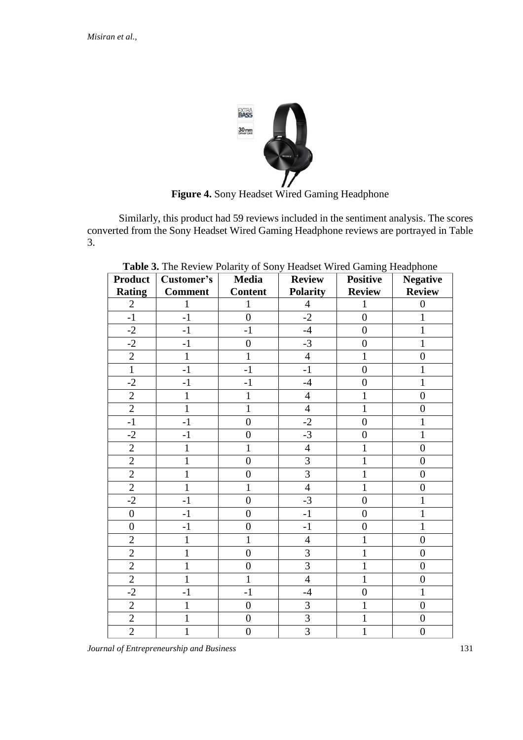**Figure 4.** Sony Headset Wired Gaming Headphone

Similarly, this product had 59 reviews included in the sentiment analysis. The scores converted from the Sony Headset Wired Gaming Headphone reviews are portrayed in Table 3.

**Table 3.** The Review Polarity of Sony Headset Wired Gaming Headphone

| Product Rating | Customer's Comment | Media Content | Review Polarity | Positive Review | Negative Review |
|---|---|---|---|---|---|
| 2 | 1 | 1 | 4 | 1 | 0 |
| -1 | -1 | 0 | -2 | 0 | 1 |
| -2 | -1 | -1 | -4 | 0 | 1 |
| -2 | -1 | 0 | -3 | 0 | 1 |
| 2 | 1 | 1 | 4 | 1 | 0 |
| 1 | -1 | -1 | -1 | 0 | 1 |
| -2 | -1 | -1 | -4 | 0 | 1 |
| 2 | 1 | 1 | 4 | 1 | 0 |
| 2 | 1 | 1 | 4 | 1 | 0 |
| -1 | -1 | 0 | -2 | 0 | 1 |
| -2 | -1 | 0 | -3 | 0 | 1 |
| 2 | 1 | 1 | 4 | 1 | 0 |
| 2 | 1 | 0 | 3 | 1 | 0 |
| 2 | 1 | 0 | 3 | 1 | 0 |
| 2 | 1 | 1 | 4 | 1 | 0 |
| -2 | -1 | 0 | -3 | 0 | 1 |
| 0 | -1 | 0 | -1 | 0 | 1 |
| 0 | -1 | 0 | -1 | 0 | 1 |
| 2 | 1 | 1 | 4 | 1 | 0 |
| 2 | 1 | 0 | 3 | 1 | 0 |
| 2 | 1 | 0 | 3 | 1 | 0 |
| 2 | 1 | 1 | 4 | 1 | 0 |
| -2 | -1 | -1 | -4 | 0 | 1 |
| 2 | 1 | 0 | 3 | 1 | 0 |
| 2 | 1 | 0 | 3 | 1 | 0 |
| 2 | 1 | 0 | 3 | 1 | 0 |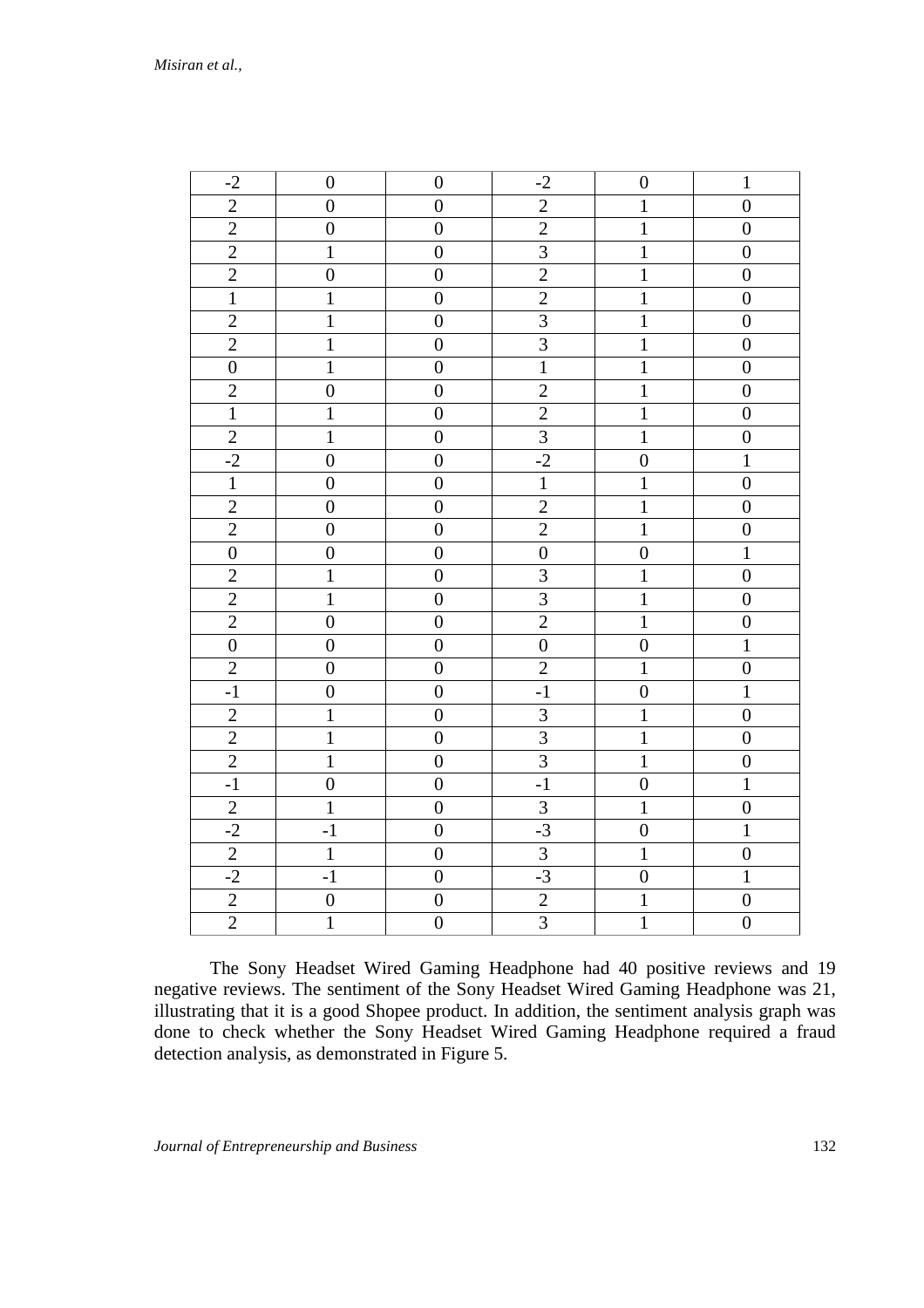| -2 | 0 | 0 | -2 | 0 | 1 |
|---|---|---|---|---|---|
| 2 | 0 | 0 | 2 | 1 | 0 |
| 2 | 0 | 0 | 2 | 1 | 0 |
| 2 | 1 | 0 | 3 | 1 | 0 |
| 2 | 0 | 0 | 2 | 1 | 0 |
| 1 | 1 | 0 | 2 | 1 | 0 |
| 2 | 1 | 0 | 3 | 1 | 0 |
| 2 | 1 | 0 | 3 | 1 | 0 |
| 0 | 1 | 0 | 1 | 1 | 0 |
| 2 | 0 | 0 | 2 | 1 | 0 |
| 1 | 1 | 0 | 2 | 1 | 0 |
| 2 | 1 | 0 | 3 | 1 | 0 |
| -2 | 0 | 0 | -2 | 0 | 1 |
| 1 | 0 | 0 | 1 | 1 | 0 |
| 2 | 0 | 0 | 2 | 1 | 0 |
| 2 | 0 | 0 | 2 | 1 | 0 |
| 0 | 0 | 0 | 0 | 0 | 1 |
| 2 | 1 | 0 | 3 | 1 | 0 |
| 2 | 1 | 0 | 3 | 1 | 0 |
| 2 | 0 | 0 | 2 | 1 | 0 |
| 0 | 0 | 0 | 0 | 0 | 1 |
| 2 | 0 | 0 | 2 | 1 | 0 |
| -1 | 0 | 0 | -1 | 0 | 1 |
| 2 | 1 | 0 | 3 | 1 | 0 |
| 2 | 1 | 0 | 3 | 1 | 0 |
| 2 | 1 | 0 | 3 | 1 | 0 |
| -1 | 0 | 0 | -1 | 0 | 1 |
| 2 | 1 | 0 | 3 | 1 | 0 |
| -2 | -1 | 0 | -3 | 0 | 1 |
| 2 | 1 | 0 | 3 | 1 | 0 |
| -2 | -1 | 0 | -3 | 0 | 1 |
| 2 | 0 | 0 | 2 | 1 | 0 |
| 2 | 1 | 0 | 3 | 1 | 0 |

The Sony Headset Wired Gaming Headphone had 40 positive reviews and 19 negative reviews. The sentiment of the Sony Headset Wired Gaming Headphone was 21, illustrating that it is a good Shopee product. In addition, the sentiment analysis graph was done to check whether the Sony Headset Wired Gaming Headphone required a fraud detection analysis, as demonstrated in Figure 5.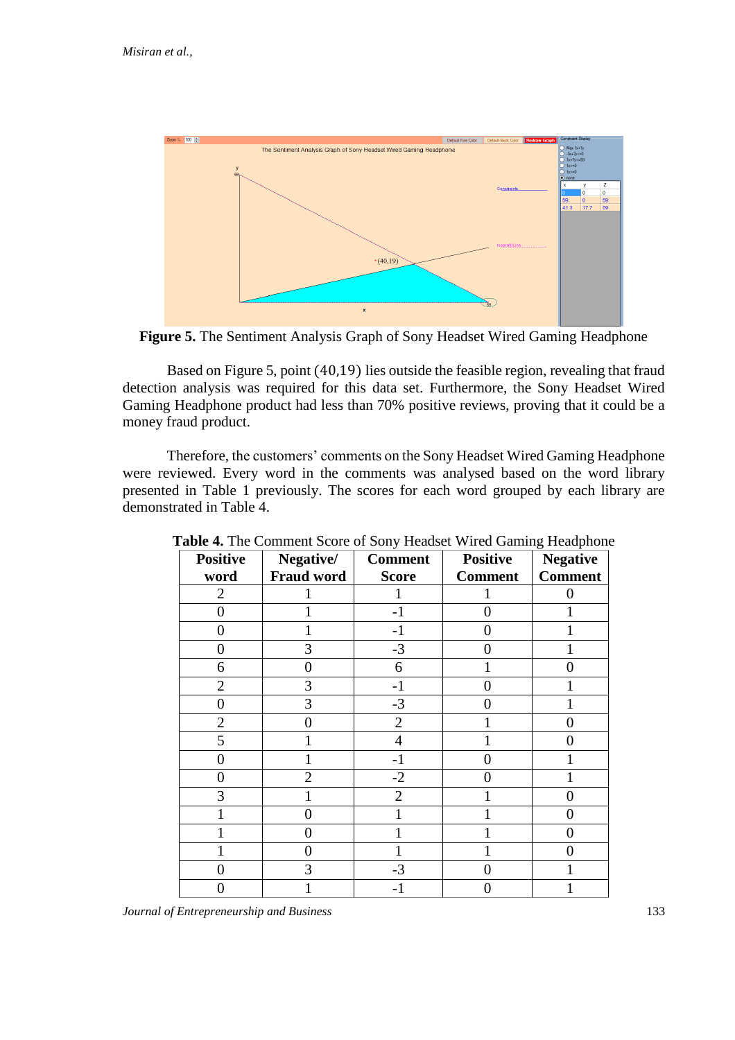**Figure 5.** The Sentiment Analysis Graph of Sony Headset Wired Gaming Headphone

Based on Figure 5, point (40,19) lies outside the feasible region, revealing that fraud detection analysis was required for this data set. Furthermore, the Sony Headset Wired Gaming Headphone product had less than 70% positive reviews, proving that it could be a money fraud product.

Therefore, the customers' comments on the Sony Headset Wired Gaming Headphone were reviewed. Every word in the comments was analysed based on the word library presented in Table 1 previously. The scores for each word grouped by each library are demonstrated in Table 4.

**Table 4.** The Comment Score of Sony Headset Wired Gaming Headphone

| Positive word | Negative/ Fraud word | Comment Score | Positive Comment | Negative Comment |
|---|---|---|---|---|
| 2 | 1 | 1 | 1 | 0 |
| 0 | 1 | -1 | 0 | 1 |
| 0 | 1 | -1 | 0 | 1 |
| 0 | 3 | -3 | 0 | 1 |
| 6 | 0 | 6 | 1 | 0 |
| 2 | 3 | -1 | 0 | 1 |
| 0 | 3 | -3 | 0 | 1 |
| 2 | 0 | 2 | 1 | 0 |
| 5 | 1 | 4 | 1 | 0 |
| 0 | 1 | -1 | 0 | 1 |
| 0 | 2 | -2 | 0 | 1 |
| 3 | 1 | 2 | 1 | 0 |
| 1 | 0 | 1 | 1 | 0 |
| 1 | 0 | 1 | 1 | 0 |
| 1 | 0 | 1 | 1 | 0 |
| 0 | 3 | -3 | 0 | 1 |
| 0 | 1 | -1 | 0 | 1 |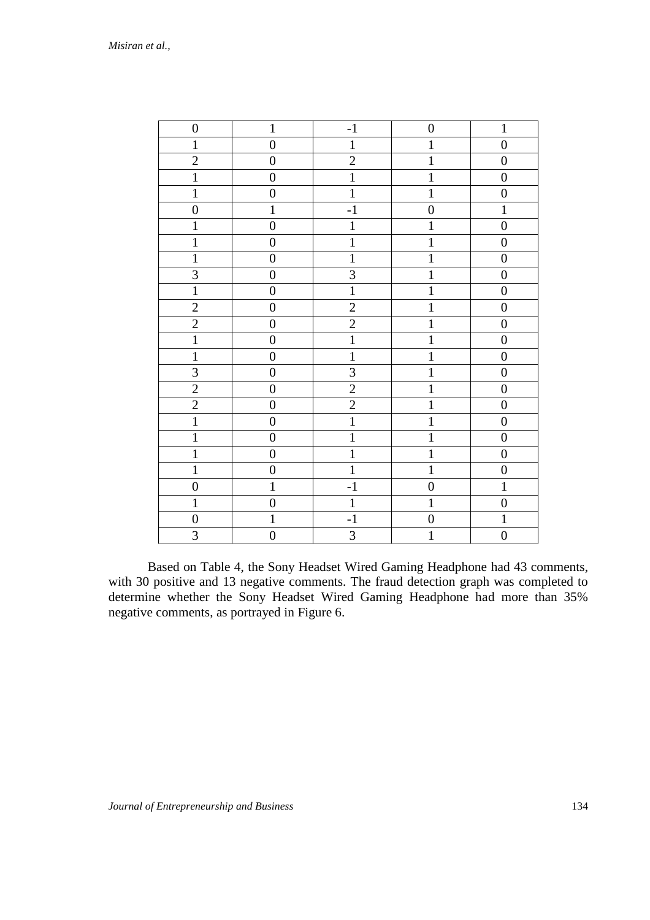| 0 | 1 | -1 | 0 | 1 |
|---|---|---|---|---|
| 1 | 0 | 1 | 1 | 0 |
| 2 | 0 | 2 | 1 | 0 |
| 1 | 0 | 1 | 1 | 0 |
| 1 | 0 | 1 | 1 | 0 |
| 0 | 1 | -1 | 0 | 1 |
| 1 | 0 | 1 | 1 | 0 |
| 1 | 0 | 1 | 1 | 0 |
| 1 | 0 | 1 | 1 | 0 |
| 3 | 0 | 3 | 1 | 0 |
| 1 | 0 | 1 | 1 | 0 |
| 2 | 0 | 2 | 1 | 0 |
| 2 | 0 | 2 | 1 | 0 |
| 1 | 0 | 1 | 1 | 0 |
| 1 | 0 | 1 | 1 | 0 |
| 3 | 0 | 3 | 1 | 0 |
| 2 | 0 | 2 | 1 | 0 |
| 2 | 0 | 2 | 1 | 0 |
| 1 | 0 | 1 | 1 | 0 |
| 1 | 0 | 1 | 1 | 0 |
| 1 | 0 | 1 | 1 | 0 |
| 1 | 0 | 1 | 1 | 0 |
| 0 | 1 | -1 | 0 | 1 |
| 1 | 0 | 1 | 1 | 0 |
| 0 | 1 | -1 | 0 | 1 |
| 3 | 0 | 3 | 1 | 0 |

Based on Table 4, the Sony Headset Wired Gaming Headphone had 43 comments, with 30 positive and 13 negative comments. The fraud detection graph was completed to determine whether the Sony Headset Wired Gaming Headphone had more than 35% negative comments, as portrayed in Figure 6.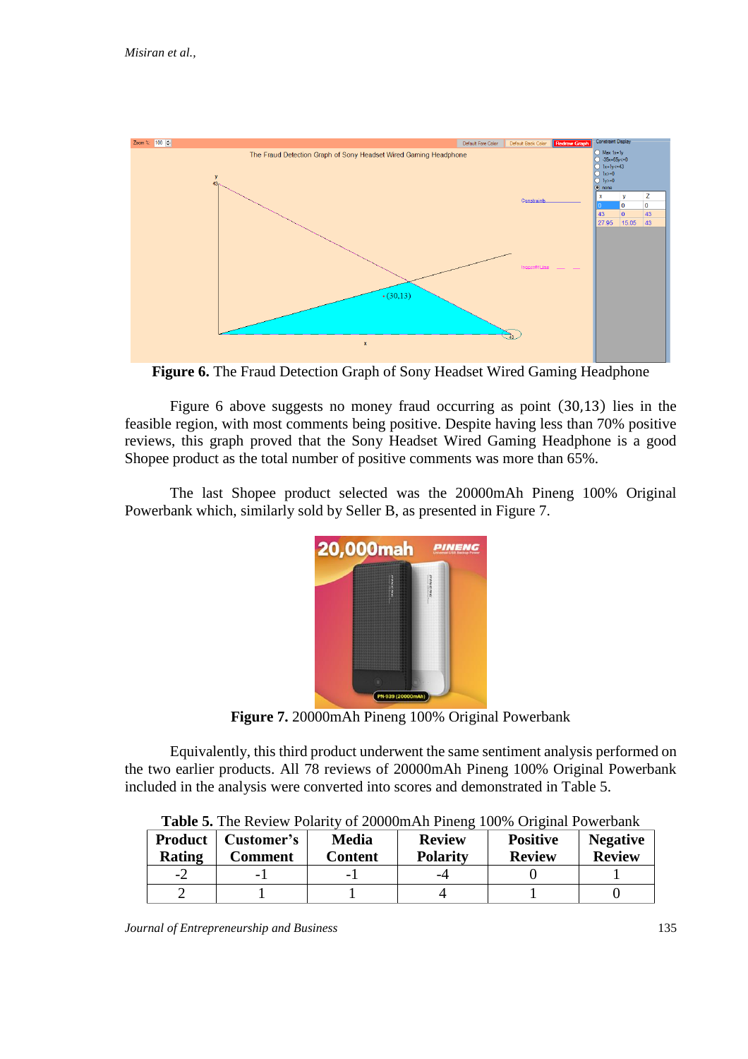**Figure 6.** The Fraud Detection Graph of Sony Headset Wired Gaming Headphone

Figure 6 above suggests no money fraud occurring as point (30,13) lies in the feasible region, with most comments being positive. Despite having less than 70% positive reviews, this graph proved that the Sony Headset Wired Gaming Headphone is a good Shopee product as the total number of positive comments was more than 65%.

The last Shopee product selected was the 20000mAh Pineng 100% Original Powerbank which, similarly sold by Seller B, as presented in Figure 7.

**Figure 7.** 20000mAh Pineng 100% Original Powerbank

Equivalently, this third product underwent the same sentiment analysis performed on the two earlier products. All 78 reviews of 20000mAh Pineng 100% Original Powerbank included in the analysis were converted into scores and demonstrated in Table 5.

**Table 5.** The Review Polarity of 20000mAh Pineng 100% Original Powerbank

| Product Rating | Customer's Comment | Media Content | Review Polarity | Positive Review | Negative Review |
|---|---|---|---|---|---|
| -2 | -1 | -1 | -4 | 0 | 1 |
| 2 | 1 | 1 | 4 | 1 | 0 |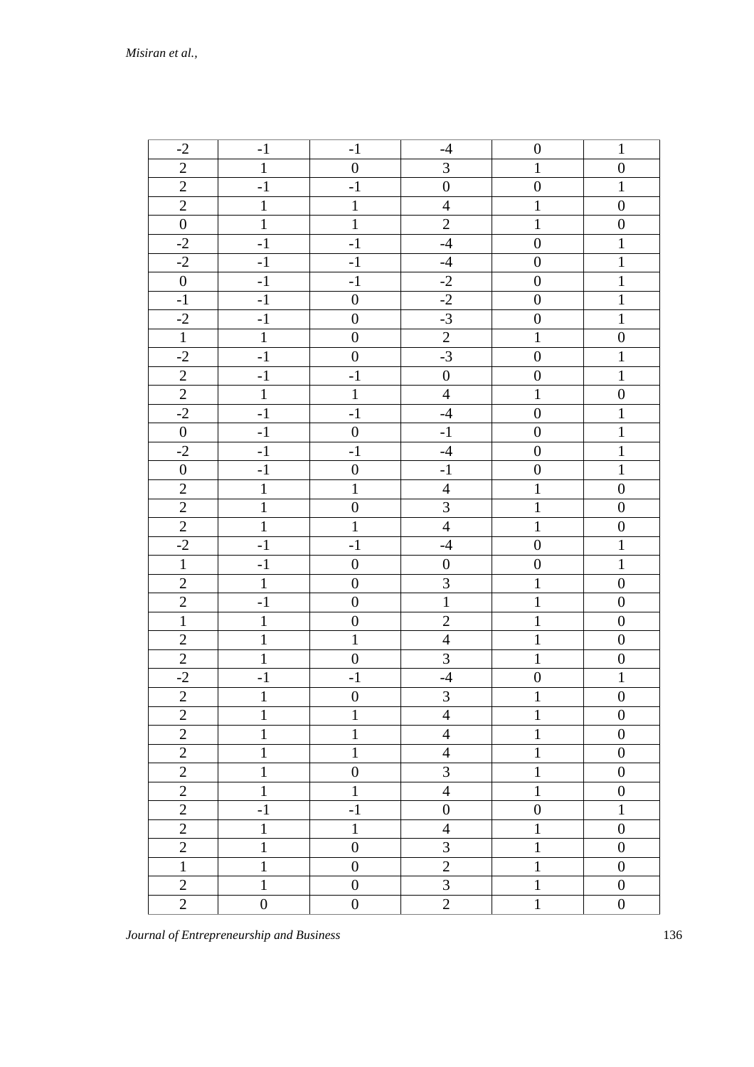| | | | | | |
|---|---|---|---|---|---|
| -2 | -1 | -1 | -4 | 0 | 1 |
| 2 | 1 | 0 | 3 | 1 | 0 |
| 2 | -1 | -1 | 0 | 0 | 1 |
| 2 | 1 | 1 | 4 | 1 | 0 |
| 0 | 1 | 1 | 2 | 1 | 0 |
| -2 | -1 | -1 | -4 | 0 | 1 |
| -2 | -1 | -1 | -4 | 0 | 1 |
| 0 | -1 | -1 | -2 | 0 | 1 |
| -1 | -1 | 0 | -2 | 0 | 1 |
| -2 | -1 | 0 | -3 | 0 | 1 |
| 1 | 1 | 0 | 2 | 1 | 0 |
| -2 | -1 | 0 | -3 | 0 | 1 |
| 2 | -1 | -1 | 0 | 0 | 1 |
| 2 | 1 | 1 | 4 | 1 | 0 |
| -2 | -1 | -1 | -4 | 0 | 1 |
| 0 | -1 | 0 | -1 | 0 | 1 |
| -2 | -1 | -1 | -4 | 0 | 1 |
| 0 | -1 | 0 | -1 | 0 | 1 |
| 2 | 1 | 1 | 4 | 1 | 0 |
| 2 | 1 | 0 | 3 | 1 | 0 |
| 2 | 1 | 1 | 4 | 1 | 0 |
| -2 | -1 | -1 | -4 | 0 | 1 |
| 1 | -1 | 0 | 0 | 0 | 1 |
| 2 | 1 | 0 | 3 | 1 | 0 |
| 2 | -1 | 0 | 1 | 1 | 0 |
| 1 | 1 | 0 | 2 | 1 | 0 |
| 2 | 1 | 1 | 4 | 1 | 0 |
| 2 | 1 | 0 | 3 | 1 | 0 |
| -2 | -1 | -1 | -4 | 0 | 1 |
| 2 | 1 | 0 | 3 | 1 | 0 |
| 2 | 1 | 1 | 4 | 1 | 0 |
| 2 | 1 | 1 | 4 | 1 | 0 |
| 2 | 1 | 1 | 4 | 1 | 0 |
| 2 | 1 | 0 | 3 | 1 | 0 |
| 2 | 1 | 1 | 4 | 1 | 0 |
| 2 | -1 | -1 | 0 | 0 | 1 |
| 2 | 1 | 1 | 4 | 1 | 0 |
| 2 | 1 | 0 | 3 | 1 | 0 |
| 1 | 1 | 0 | 2 | 1 | 0 |
| 2 | 1 | 0 | 3 | 1 | 0 |
| 2 | 0 | 0 | 2 | 1 | 0 |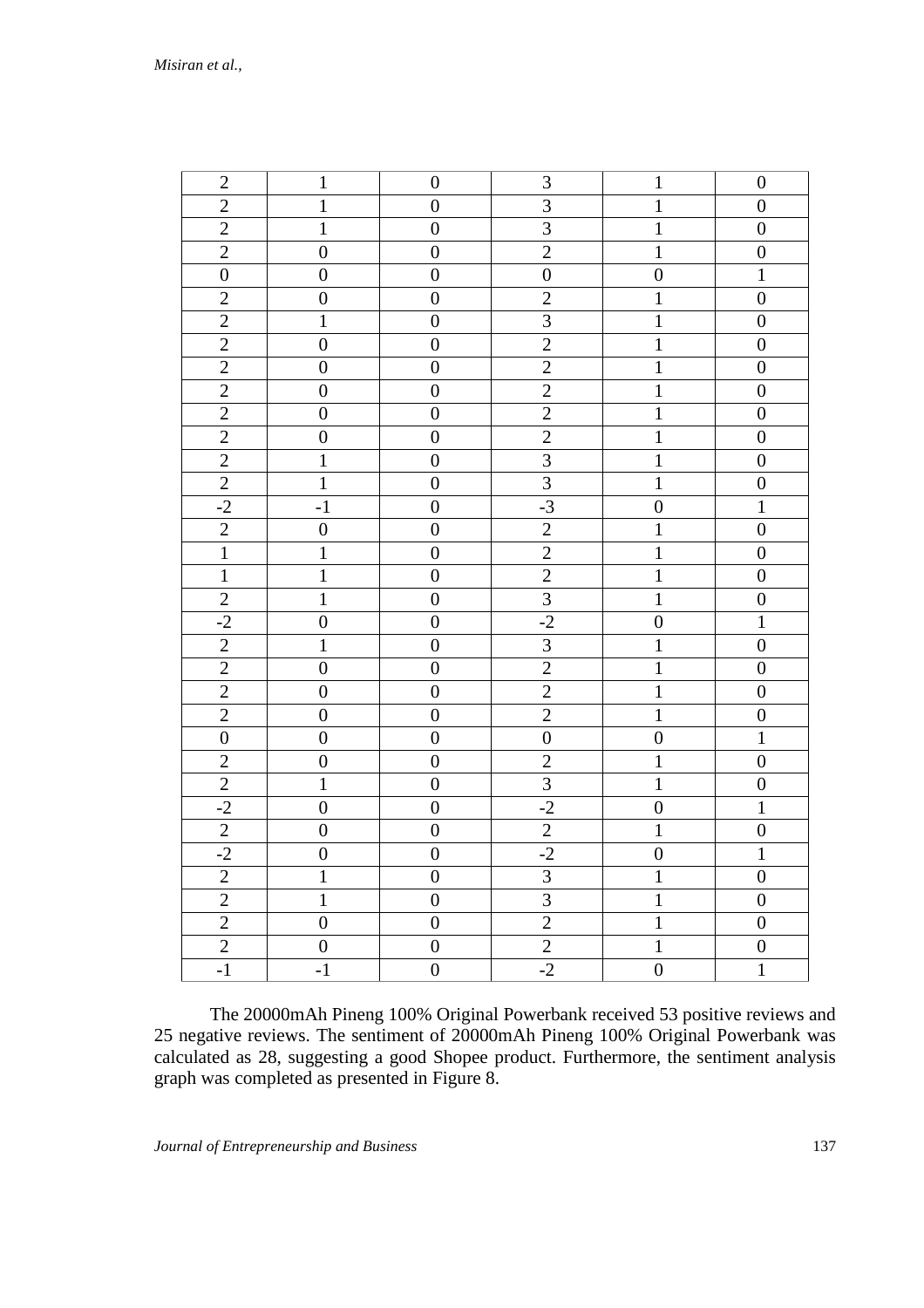| 2 | 1 | 0 | 3 | 1 | 0 |
|---|---|---|---|---|---|
| 2 | 1 | 0 | 3 | 1 | 0 |
| 2 | 1 | 0 | 3 | 1 | 0 |
| 2 | 0 | 0 | 2 | 1 | 0 |
| 0 | 0 | 0 | 0 | 0 | 1 |
| 2 | 0 | 0 | 2 | 1 | 0 |
| 2 | 1 | 0 | 3 | 1 | 0 |
| 2 | 0 | 0 | 2 | 1 | 0 |
| 2 | 0 | 0 | 2 | 1 | 0 |
| 2 | 0 | 0 | 2 | 1 | 0 |
| 2 | 0 | 0 | 2 | 1 | 0 |
| 2 | 0 | 0 | 2 | 1 | 0 |
| 2 | 1 | 0 | 3 | 1 | 0 |
| 2 | 1 | 0 | 3 | 1 | 0 |
| -2 | -1 | 0 | -3 | 0 | 1 |
| 2 | 0 | 0 | 2 | 1 | 0 |
| 1 | 1 | 0 | 2 | 1 | 0 |
| 1 | 1 | 0 | 2 | 1 | 0 |
| 2 | 1 | 0 | 3 | 1 | 0 |
| -2 | 0 | 0 | -2 | 0 | 1 |
| 2 | 1 | 0 | 3 | 1 | 0 |
| 2 | 0 | 0 | 2 | 1 | 0 |
| 2 | 0 | 0 | 2 | 1 | 0 |
| 2 | 0 | 0 | 2 | 1 | 0 |
| 0 | 0 | 0 | 0 | 0 | 1 |
| 2 | 0 | 0 | 2 | 1 | 0 |
| 2 | 1 | 0 | 3 | 1 | 0 |
| -2 | 0 | 0 | -2 | 0 | 1 |
| 2 | 0 | 0 | 2 | 1 | 0 |
| -2 | 0 | 0 | -2 | 0 | 1 |
| 2 | 1 | 0 | 3 | 1 | 0 |
| 2 | 1 | 0 | 3 | 1 | 0 |
| 2 | 0 | 0 | 2 | 1 | 0 |
| 2 | 0 | 0 | 2 | 1 | 0 |
| -1 | -1 | 0 | -2 | 0 | 1 |

The 20000mAh Pineng 100% Original Powerbank received 53 positive reviews and 25 negative reviews. The sentiment of 20000mAh Pineng 100% Original Powerbank was calculated as 28, suggesting a good Shopee product. Furthermore, the sentiment analysis graph was completed as presented in Figure 8.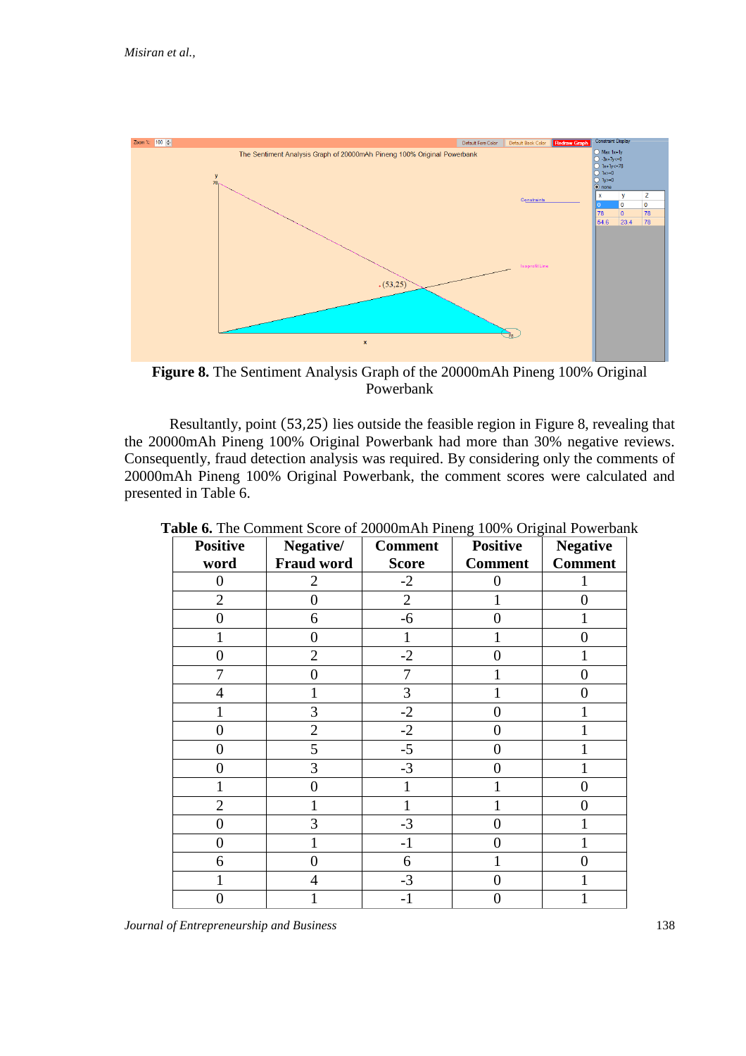**Figure 8.** The Sentiment Analysis Graph of the 20000mAh Pineng 100% Original Powerbank

Resultantly, point (53,25) lies outside the feasible region in Figure 8, revealing that the 20000mAh Pineng 100% Original Powerbank had more than 30% negative reviews. Consequently, fraud detection analysis was required. By considering only the comments of 20000mAh Pineng 100% Original Powerbank, the comment scores were calculated and presented in Table 6.

**Table 6.** The Comment Score of 20000mAh Pineng 100% Original Powerbank

| Positive word | Negative/ Fraud word | Comment Score | Positive Comment | Negative Comment |
|---|---|---|---|---|
| 0 | 2 | -2 | 0 | 1 |
| 2 | 0 | 2 | 1 | 0 |
| 0 | 6 | -6 | 0 | 1 |
| 1 | 0 | 1 | 1 | 0 |
| 0 | 2 | -2 | 0 | 1 |
| 7 | 0 | 7 | 1 | 0 |
| 4 | 1 | 3 | 1 | 0 |
| 1 | 3 | -2 | 0 | 1 |
| 0 | 2 | -2 | 0 | 1 |
| 0 | 5 | -5 | 0 | 1 |
| 0 | 3 | -3 | 0 | 1 |
| 1 | 0 | 1 | 1 | 0 |
| 2 | 1 | 1 | 1 | 0 |
| 0 | 3 | -3 | 0 | 1 |
| 0 | 1 | -1 | 0 | 1 |
| 6 | 0 | 6 | 1 | 0 |
| 1 | 4 | -3 | 0 | 1 |
| 0 | 1 | -1 | 0 | 1 |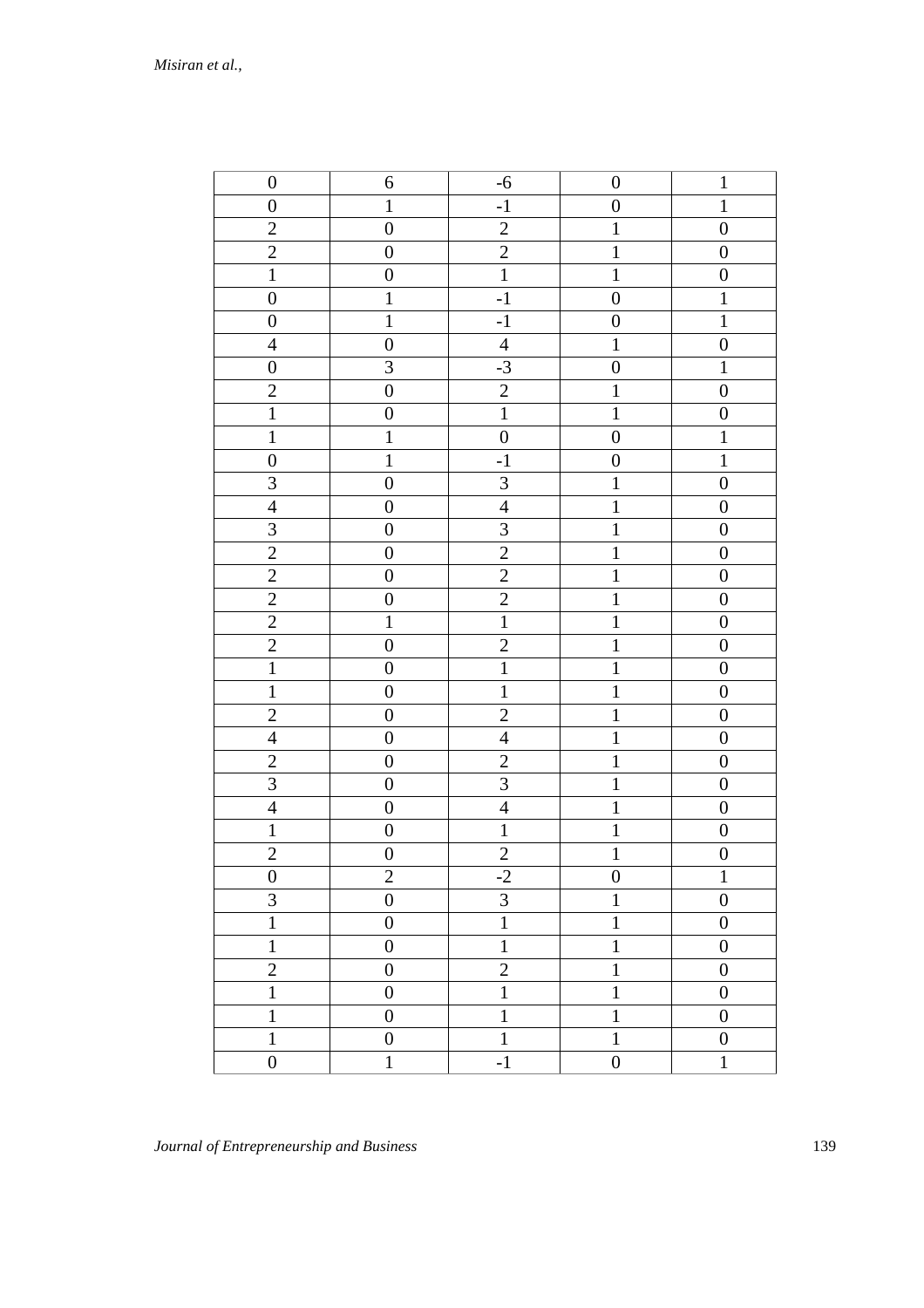| 0 | 6 | -6 | 0 | 1 |
|---|---|---|---|---|
| 0 | 1 | -1 | 0 | 1 |
| 2 | 0 | 2 | 1 | 0 |
| 2 | 0 | 2 | 1 | 0 |
| 1 | 0 | 1 | 1 | 0 |
| 0 | 1 | -1 | 0 | 1 |
| 0 | 1 | -1 | 0 | 1 |
| 4 | 0 | 4 | 1 | 0 |
| 0 | 3 | -3 | 0 | 1 |
| 2 | 0 | 2 | 1 | 0 |
| 1 | 0 | 1 | 1 | 0 |
| 1 | 1 | 0 | 0 | 1 |
| 0 | 1 | -1 | 0 | 1 |
| 3 | 0 | 3 | 1 | 0 |
| 4 | 0 | 4 | 1 | 0 |
| 3 | 0 | 3 | 1 | 0 |
| 2 | 0 | 2 | 1 | 0 |
| 2 | 0 | 2 | 1 | 0 |
| 2 | 0 | 2 | 1 | 0 |
| 2 | 1 | 1 | 1 | 0 |
| 2 | 0 | 2 | 1 | 0 |
| 1 | 0 | 1 | 1 | 0 |
| 1 | 0 | 1 | 1 | 0 |
| 2 | 0 | 2 | 1 | 0 |
| 4 | 0 | 4 | 1 | 0 |
| 2 | 0 | 2 | 1 | 0 |
| 3 | 0 | 3 | 1 | 0 |
| 4 | 0 | 4 | 1 | 0 |
| 1 | 0 | 1 | 1 | 0 |
| 2 | 0 | 2 | 1 | 0 |
| 0 | 2 | -2 | 0 | 1 |
| 3 | 0 | 3 | 1 | 0 |
| 1 | 0 | 1 | 1 | 0 |
| 1 | 0 | 1 | 1 | 0 |
| 2 | 0 | 2 | 1 | 0 |
| 1 | 0 | 1 | 1 | 0 |
| 1 | 0 | 1 | 1 | 0 |
| 1 | 0 | 1 | 1 | 0 |
| 0 | 1 | -1 | 0 | 1 |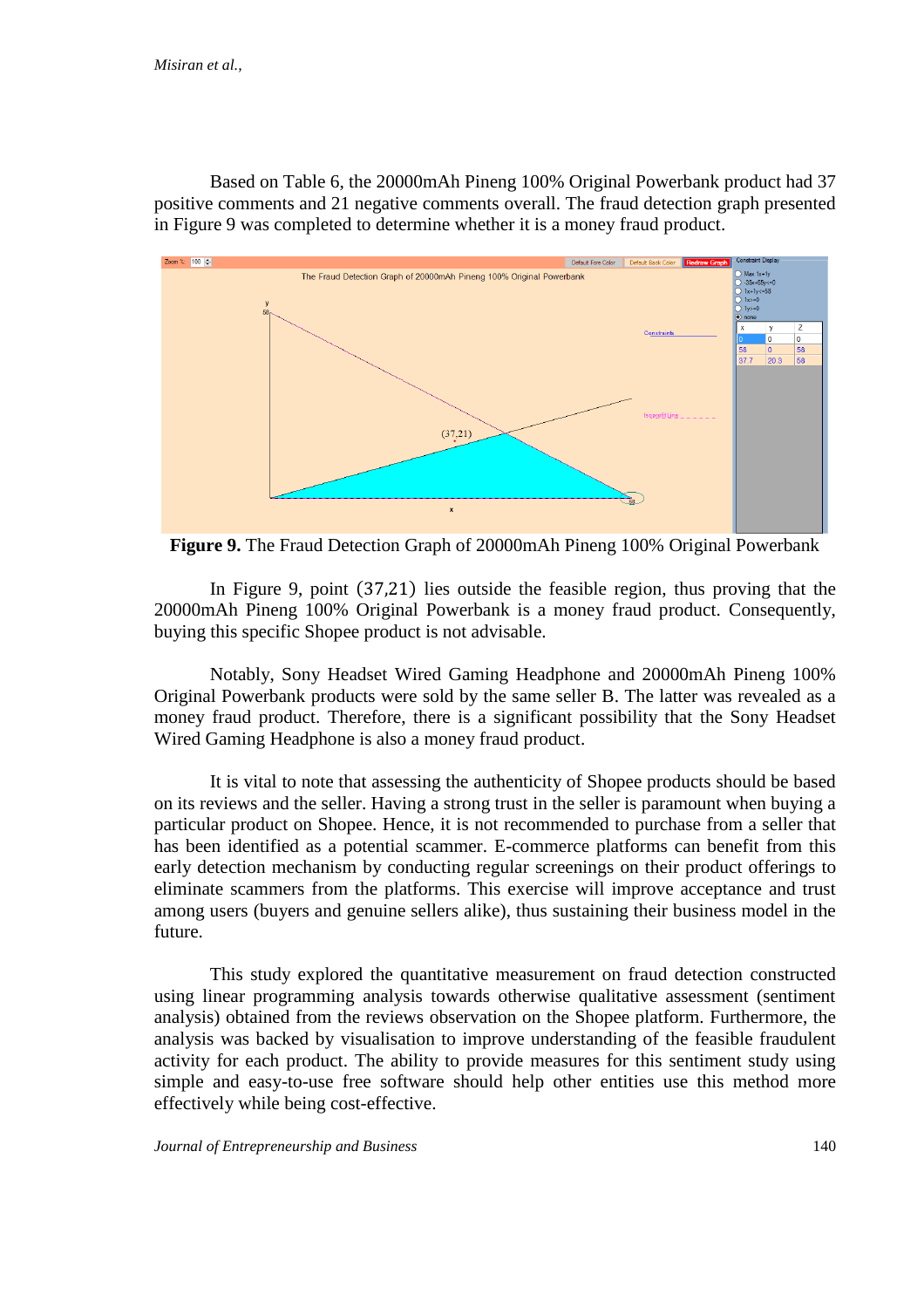Based on Table 6, the 20000mAh Pineng 100% Original Powerbank product had 37 positive comments and 21 negative comments overall. The fraud detection graph presented in Figure 9 was completed to determine whether it is a money fraud product.

**Figure 9.** The Fraud Detection Graph of 20000mAh Pineng 100% Original Powerbank

In Figure 9, point (37,21) lies outside the feasible region, thus proving that the 20000mAh Pineng 100% Original Powerbank is a money fraud product. Consequently, buying this specific Shopee product is not advisable.

Notably, Sony Headset Wired Gaming Headphone and 20000mAh Pineng 100% Original Powerbank products were sold by the same seller B. The latter was revealed as a money fraud product. Therefore, there is a significant possibility that the Sony Headset Wired Gaming Headphone is also a money fraud product.

It is vital to note that assessing the authenticity of Shopee products should be based on its reviews and the seller. Having a strong trust in the seller is paramount when buying a particular product on Shopee. Hence, it is not recommended to purchase from a seller that has been identified as a potential scammer. E-commerce platforms can benefit from this early detection mechanism by conducting regular screenings on their product offerings to eliminate scammers from the platforms. This exercise will improve acceptance and trust among users (buyers and genuine sellers alike), thus sustaining their business model in the future.

This study explored the quantitative measurement on fraud detection constructed using linear programming analysis towards otherwise qualitative assessment (sentiment analysis) obtained from the reviews observation on the Shopee platform. Furthermore, the analysis was backed by visualisation to improve understanding of the feasible fraudulent activity for each product. The ability to provide measures for this sentiment study using simple and easy-to-use free software should help other entities use this method more effectively while being cost-effective.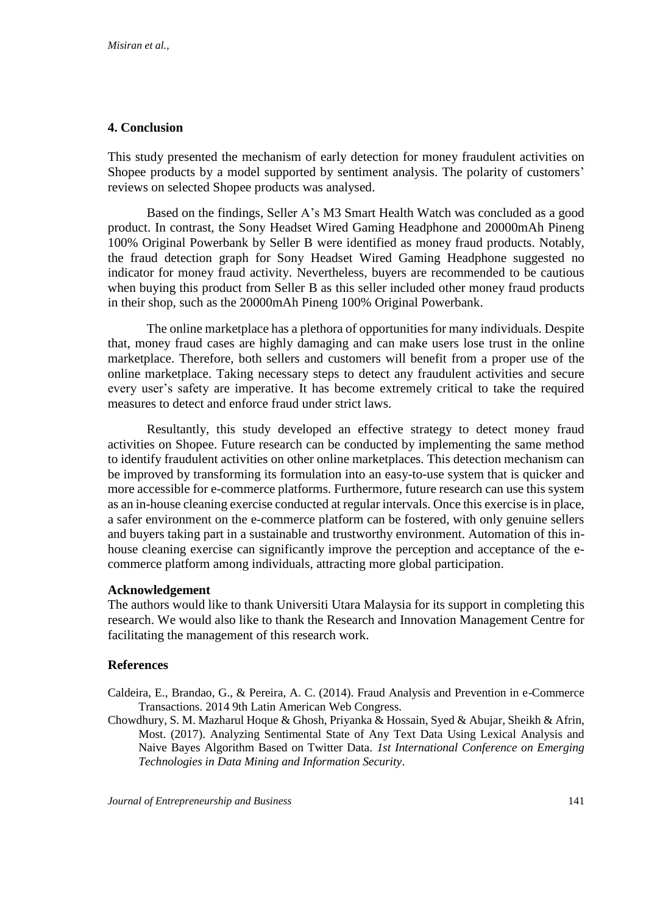## 4. Conclusion

This study presented the mechanism of early detection for money fraudulent activities on Shopee products by a model supported by sentiment analysis. The polarity of customers' reviews on selected Shopee products was analysed.

Based on the findings, Seller A's M3 Smart Health Watch was concluded as a good product. In contrast, the Sony Headset Wired Gaming Headphone and 20000mAh Pineng 100% Original Powerbank by Seller B were identified as money fraud products. Notably, the fraud detection graph for Sony Headset Wired Gaming Headphone suggested no indicator for money fraud activity. Nevertheless, buyers are recommended to be cautious when buying this product from Seller B as this seller included other money fraud products in their shop, such as the 20000mAh Pineng 100% Original Powerbank.

The online marketplace has a plethora of opportunities for many individuals. Despite that, money fraud cases are highly damaging and can make users lose trust in the online marketplace. Therefore, both sellers and customers will benefit from a proper use of the online marketplace. Taking necessary steps to detect any fraudulent activities and secure every user's safety are imperative. It has become extremely critical to take the required measures to detect and enforce fraud under strict laws.

Resultantly, this study developed an effective strategy to detect money fraud activities on Shopee. Future research can be conducted by implementing the same method to identify fraudulent activities on other online marketplaces. This detection mechanism can be improved by transforming its formulation into an easy-to-use system that is quicker and more accessible for e-commerce platforms. Furthermore, future research can use this system as an in-house cleaning exercise conducted at regular intervals. Once this exercise is in place, a safer environment on the e-commerce platform can be fostered, with only genuine sellers and buyers taking part in a sustainable and trustworthy environment. Automation of this in-house cleaning exercise can significantly improve the perception and acceptance of the e-commerce platform among individuals, attracting more global participation.

### Acknowledgement

The authors would like to thank Universiti Utara Malaysia for its support in completing this research. We would also like to thank the Research and Innovation Management Centre for facilitating the management of this research work.

### References

Caldeira, E., Brandao, G., & Pereira, A. C. (2014). Fraud Analysis and Prevention in e-Commerce Transactions. 2014 9th Latin American Web Congress.

Chowdhury, S. M. Mazharul Hoque & Ghosh, Priyanka & Hossain, Syed & Abujar, Sheikh & Afrin, Most. (2017). Analyzing Sentimental State of Any Text Data Using Lexical Analysis and Naive Bayes Algorithm Based on Twitter Data. *1st International Conference on Emerging Technologies in Data Mining and Information Security*.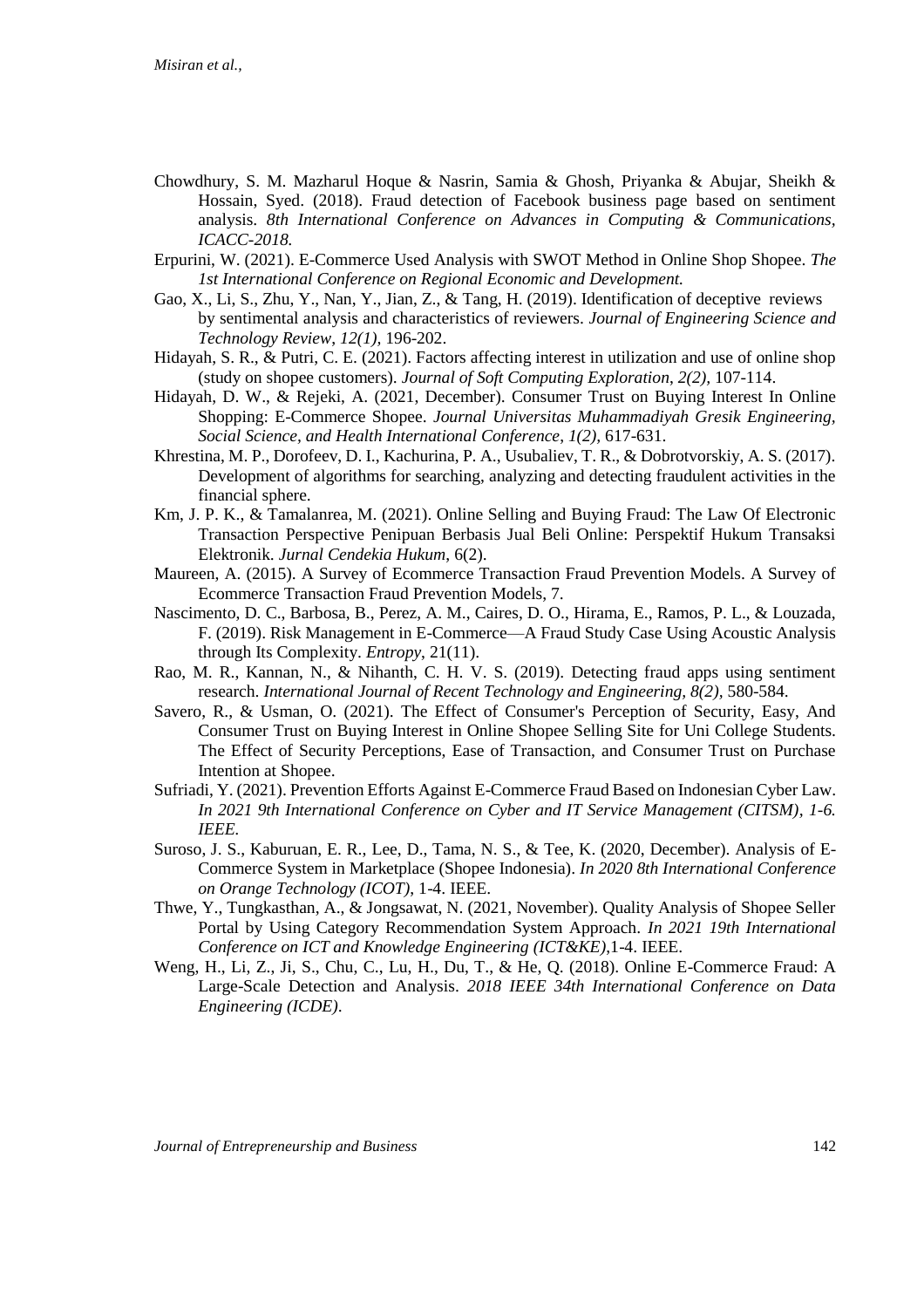Chowdhury, S. M. Mazharul Hoque & Nasrin, Samia & Ghosh, Priyanka & Abujar, Sheikh & Hossain, Syed. (2018). Fraud detection of Facebook business page based on sentiment analysis. *8th International Conference on Advances in Computing & Communications, ICACC-2018.*

Erpurini, W. (2021). E-Commerce Used Analysis with SWOT Method in Online Shop Shopee. *The 1st International Conference on Regional Economic and Development.*

Gao, X., Li, S., Zhu, Y., Nan, Y., Jian, Z., & Tang, H. (2019). Identification of deceptive reviews by sentimental analysis and characteristics of reviewers. *Journal of Engineering Science and Technology Review, 12(1),* 196-202.

Hidayah, S. R., & Putri, C. E. (2021). Factors affecting interest in utilization and use of online shop (study on shopee customers). *Journal of Soft Computing Exploration, 2(2),* 107-114.

Hidayah, D. W., & Rejeki, A. (2021, December). Consumer Trust on Buying Interest In Online Shopping: E-Commerce Shopee. *Journal Universitas Muhammadiyah Gresik Engineering, Social Science, and Health International Conference, 1(2),* 617-631.

Khrestina, M. P., Dorofeev, D. I., Kachurina, P. A., Usubaliev, T. R., & Dobrotvorskiy, A. S. (2017). Development of algorithms for searching, analyzing and detecting fraudulent activities in the financial sphere.

Km, J. P. K., & Tamalanrea, M. (2021). Online Selling and Buying Fraud: The Law Of Electronic Transaction Perspective Penipuan Berbasis Jual Beli Online: Perspektif Hukum Transaksi Elektronik. *Jurnal Cendekia Hukum*, 6(2).

Maureen, A. (2015). A Survey of Ecommerce Transaction Fraud Prevention Models. A Survey of Ecommerce Transaction Fraud Prevention Models, 7.

Nascimento, D. C., Barbosa, B., Perez, A. M., Caires, D. O., Hirama, E., Ramos, P. L., & Louzada, F. (2019). Risk Management in E-Commerce—A Fraud Study Case Using Acoustic Analysis through Its Complexity. *Entropy*, 21(11).

Rao, M. R., Kannan, N., & Nihanth, C. H. V. S. (2019). Detecting fraud apps using sentiment research. *International Journal of Recent Technology and Engineering, 8(2),* 580-584.

Savero, R., & Usman, O. (2021). The Effect of Consumer's Perception of Security, Easy, And Consumer Trust on Buying Interest in Online Shopee Selling Site for Uni College Students. The Effect of Security Perceptions, Ease of Transaction, and Consumer Trust on Purchase Intention at Shopee.

Sufriadi, Y. (2021). Prevention Efforts Against E-Commerce Fraud Based on Indonesian Cyber Law. *In 2021 9th International Conference on Cyber and IT Service Management (CITSM), 1-6. IEEE.*

Suroso, J. S., Kaburuan, E. R., Lee, D., Tama, N. S., & Tee, K. (2020, December). Analysis of E-Commerce System in Marketplace (Shopee Indonesia). *In 2020 8th International Conference on Orange Technology (ICOT)*, 1-4. IEEE.

Thwe, Y., Tungkasthan, A., & Jongsawat, N. (2021, November). Quality Analysis of Shopee Seller Portal by Using Category Recommendation System Approach. *In 2021 19th International Conference on ICT and Knowledge Engineering (ICT&KE)*,1-4. IEEE.

Weng, H., Li, Z., Ji, S., Chu, C., Lu, H., Du, T., & He, Q. (2018). Online E-Commerce Fraud: A Large-Scale Detection and Analysis. *2018 IEEE 34th International Conference on Data Engineering (ICDE)*.